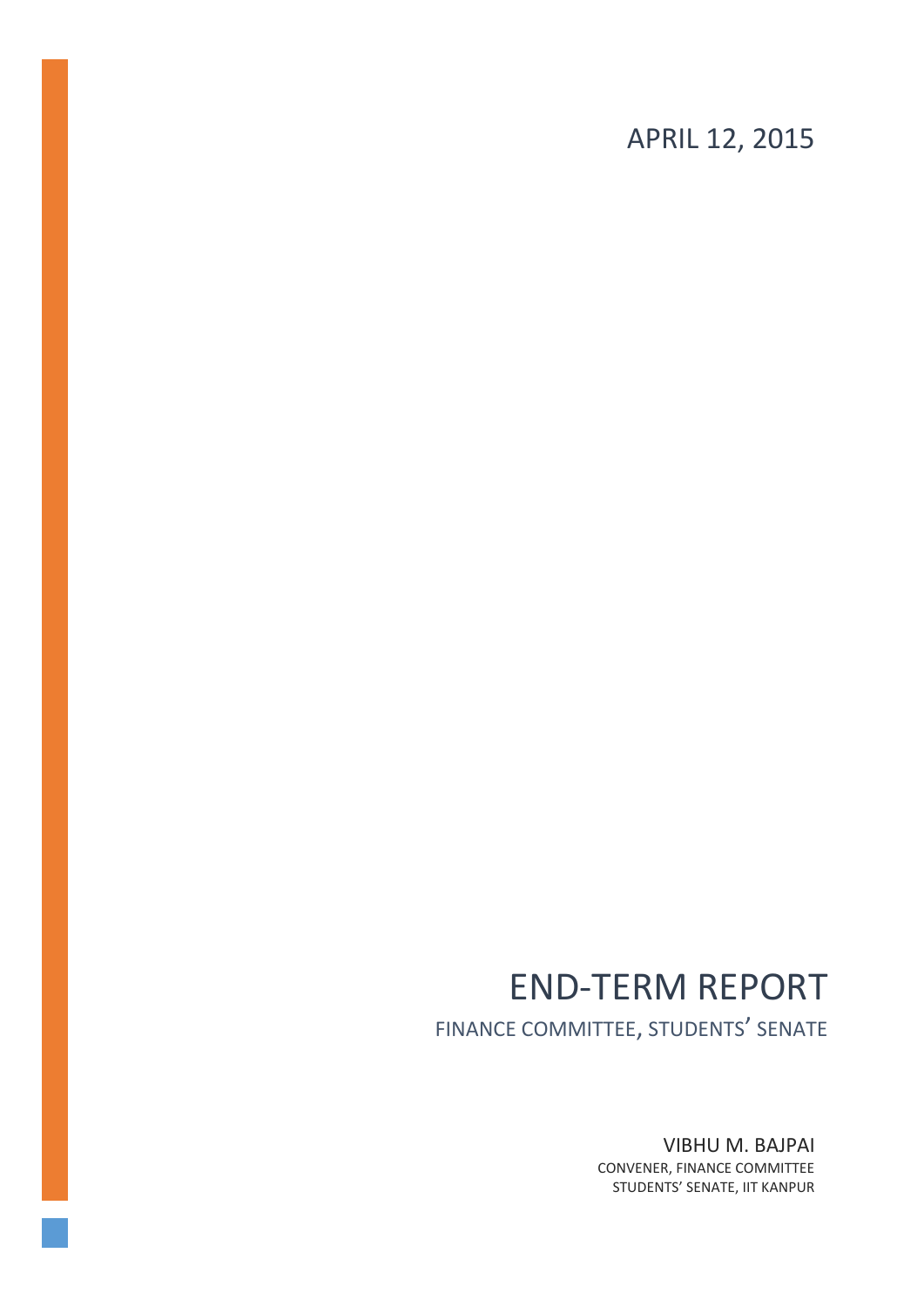APRIL 12, 2015

# END-TERM REPORT

FINANCE COMMITTEE, STUDENTS' SENATE

VIBHU M. BAJPAI

CONVENER, FINANCE COMMITTEE

STUDENTS' SENATE, IIT KANPUR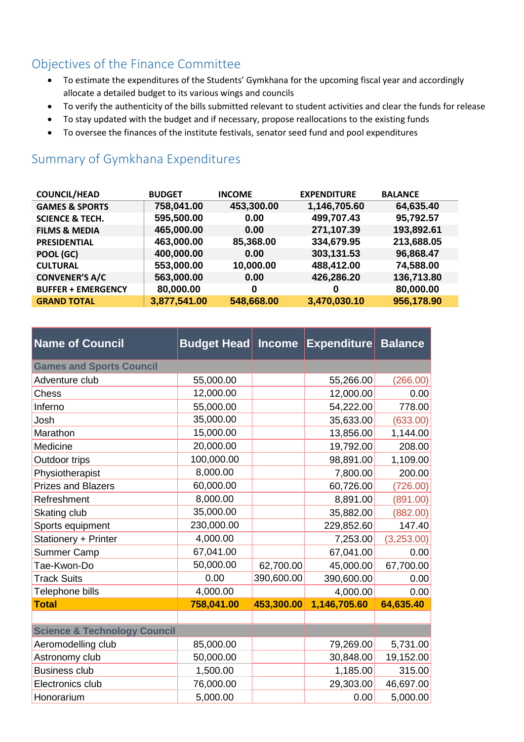## Objectives of the Finance Committee

- To estimate the expenditures of the Students' Gymkhana for the upcoming fiscal year and accordingly allocate a detailed budget to its various wings and councils
- To verify the authenticity of the bills submitted relevant to student activities and clear the funds for release
- To stay updated with the budget and if necessary, propose reallocations to the existing funds
- To oversee the finances of the institute festivals, senator seed fund and pool expenditures

## Summary of Gymkhana Expenditures

| COUNCIL/HEAD | BUDGET | INCOME | EXPENDITURE | BALANCE |
|---|---|---|---|---|
| GAMES & SPORTS | 758,041.00 | 453,300.00 | 1,146,705.60 | 64,635.40 |
| SCIENCE & TECH. | 595,500.00 | 0.00 | 499,707.43 | 95,792.57 |
| FILMS & MEDIA | 465,000.00 | 0.00 | 271,107.39 | 193,892.61 |
| PRESIDENTIAL | 463,000.00 | 85,368.00 | 334,679.95 | 213,688.05 |
| POOL (GC) | 400,000.00 | 0.00 | 303,131.53 | 96,868.47 |
| CULTURAL | 553,000.00 | 10,000.00 | 488,412.00 | 74,588.00 |
| CONVENER'S A/C | 563,000.00 | 0.00 | 426,286.20 | 136,713.80 |
| BUFFER + EMERGENCY | 80,000.00 | 0 | 0 | 80,000.00 |
| **GRAND TOTAL** | **3,877,541.00** | **548,668.00** | **3,470,030.10** | **956,178.90** |

| Name of Council | Budget Head | Income | Expenditure | Balance |
|---|---|---|---|---|
| **Games and Sports Council** | | | | |
| Adventure club | 55,000.00 | | 55,266.00 | (266.00) |
| Chess | 12,000.00 | | 12,000.00 | 0.00 |
| Inferno | 55,000.00 | | 54,222.00 | 778.00 |
| Josh | 35,000.00 | | 35,633.00 | (633.00) |
| Marathon | 15,000.00 | | 13,856.00 | 1,144.00 |
| Medicine | 20,000.00 | | 19,792.00 | 208.00 |
| Outdoor trips | 100,000.00 | | 98,891.00 | 1,109.00 |
| Physiotherapist | 8,000.00 | | 7,800.00 | 200.00 |
| Prizes and Blazers | 60,000.00 | | 60,726.00 | (726.00) |
| Refreshment | 8,000.00 | | 8,891.00 | (891.00) |
| Skating club | 35,000.00 | | 35,882.00 | (882.00) |
| Sports equipment | 230,000.00 | | 229,852.60 | 147.40 |
| Stationery + Printer | 4,000.00 | | 7,253.00 | (3,253.00) |
| Summer Camp | 67,041.00 | | 67,041.00 | 0.00 |
| Tae-Kwon-Do | 50,000.00 | 62,700.00 | 45,000.00 | 67,700.00 |
| Track Suits | 0.00 | 390,600.00 | 390,600.00 | 0.00 |
| Telephone bills | 4,000.00 | | 4,000.00 | 0.00 |
| **Total** | **758,041.00** | **453,300.00** | **1,146,705.60** | **64,635.40** |
| | | | | |
| **Science & Technology Council** | | | | |
| Aeromodelling club | 85,000.00 | | 79,269.00 | 5,731.00 |
| Astronomy club | 50,000.00 | | 30,848.00 | 19,152.00 |
| Business club | 1,500.00 | | 1,185.00 | 315.00 |
| Electronics club | 76,000.00 | | 29,303.00 | 46,697.00 |
| Honorarium | 5,000.00 | | 0.00 | 5,000.00 |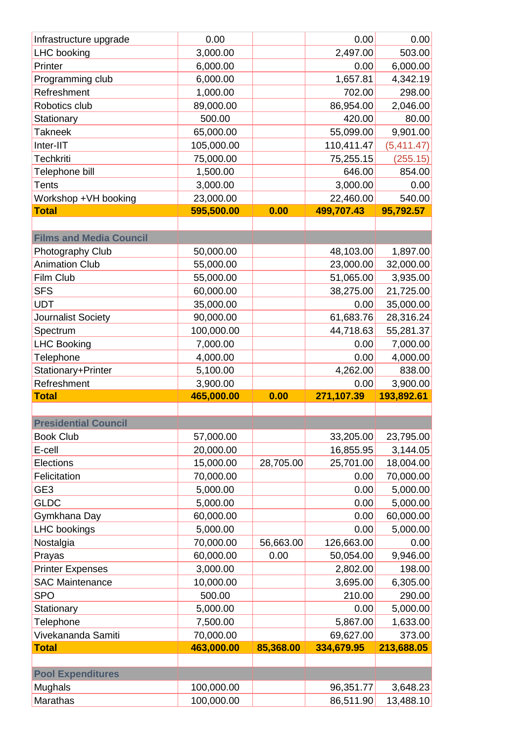| | | | | |
|---|---|---|---|---|
| Infrastructure upgrade | 0.00 | | 0.00 | 0.00 |
| LHC booking | 3,000.00 | | 2,497.00 | 503.00 |
| Printer | 6,000.00 | | 0.00 | 6,000.00 |
| Programming club | 6,000.00 | | 1,657.81 | 4,342.19 |
| Refreshment | 1,000.00 | | 702.00 | 298.00 |
| Robotics club | 89,000.00 | | 86,954.00 | 2,046.00 |
| Stationary | 500.00 | | 420.00 | 80.00 |
| Takneek | 65,000.00 | | 55,099.00 | 9,901.00 |
| Inter-IIT | 105,000.00 | | 110,411.47 | (5,411.47) |
| Techkriti | 75,000.00 | | 75,255.15 | (255.15) |
| Telephone bill | 1,500.00 | | 646.00 | 854.00 |
| Tents | 3,000.00 | | 3,000.00 | 0.00 |
| Workshop +VH booking | 23,000.00 | | 22,460.00 | 540.00 |
| **Total** | **595,500.00** | **0.00** | **499,707.43** | **95,792.57** |
| | | | | |
| **Films and Media Council** | | | | |
| Photography Club | 50,000.00 | | 48,103.00 | 1,897.00 |
| Animation Club | 55,000.00 | | 23,000.00 | 32,000.00 |
| Film Club | 55,000.00 | | 51,065.00 | 3,935.00 |
| SFS | 60,000.00 | | 38,275.00 | 21,725.00 |
| UDT | 35,000.00 | | 0.00 | 35,000.00 |
| Journalist Society | 90,000.00 | | 61,683.76 | 28,316.24 |
| Spectrum | 100,000.00 | | 44,718.63 | 55,281.37 |
| LHC Booking | 7,000.00 | | 0.00 | 7,000.00 |
| Telephone | 4,000.00 | | 0.00 | 4,000.00 |
| Stationary+Printer | 5,100.00 | | 4,262.00 | 838.00 |
| Refreshment | 3,900.00 | | 0.00 | 3,900.00 |
| **Total** | **465,000.00** | **0.00** | **271,107.39** | **193,892.61** |
| | | | | |
| **Presidential Council** | | | | |
| Book Club | 57,000.00 | | 33,205.00 | 23,795.00 |
| E-cell | 20,000.00 | | 16,855.95 | 3,144.05 |
| Elections | 15,000.00 | 28,705.00 | 25,701.00 | 18,004.00 |
| Felicitation | 70,000.00 | | 0.00 | 70,000.00 |
| GE3 | 5,000.00 | | 0.00 | 5,000.00 |
| GLDC | 5,000.00 | | 0.00 | 5,000.00 |
| Gymkhana Day | 60,000.00 | | 0.00 | 60,000.00 |
| LHC bookings | 5,000.00 | | 0.00 | 5,000.00 |
| Nostalgia | 70,000.00 | 56,663.00 | 126,663.00 | 0.00 |
| Prayas | 60,000.00 | 0.00 | 50,054.00 | 9,946.00 |
| Printer Expenses | 3,000.00 | | 2,802.00 | 198.00 |
| SAC Maintenance | 10,000.00 | | 3,695.00 | 6,305.00 |
| SPO | 500.00 | | 210.00 | 290.00 |
| Stationary | 5,000.00 | | 0.00 | 5,000.00 |
| Telephone | 7,500.00 | | 5,867.00 | 1,633.00 |
| Vivekananda Samiti | 70,000.00 | | 69,627.00 | 373.00 |
| **Total** | **463,000.00** | **85,368.00** | **334,679.95** | **213,688.05** |
| | | | | |
| **Pool Expenditures** | | | | |
| Mughals | 100,000.00 | | 96,351.77 | 3,648.23 |
| Marathas | 100,000.00 | | 86,511.90 | 13,488.10 |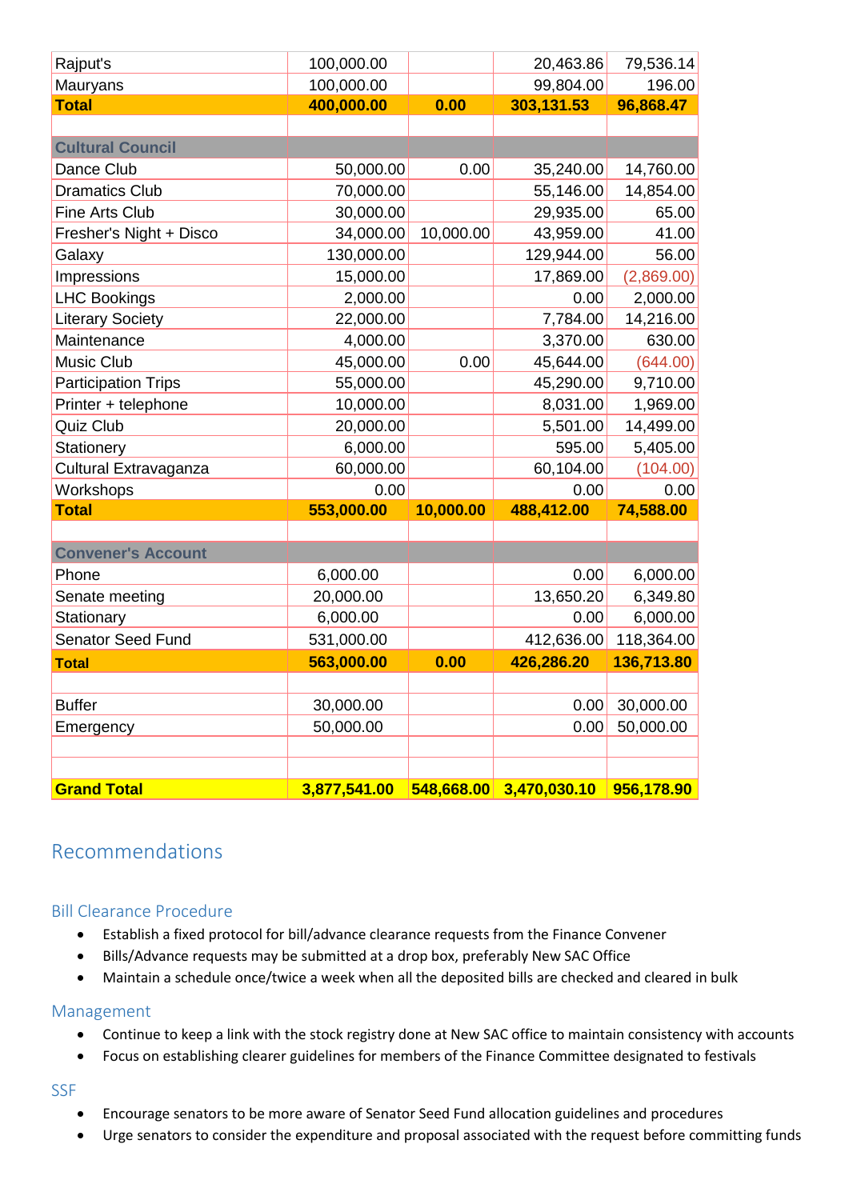| | | | | |
|---|---|---|---|---|
| Rajput's | 100,000.00 | | 20,463.86 | 79,536.14 |
| Mauryans | 100,000.00 | | 99,804.00 | 196.00 |
| **Total** | **400,000.00** | **0.00** | **303,131.53** | **96,868.47** |
| | | | | |
| **Cultural Council** | | | | |
| Dance Club | 50,000.00 | 0.00 | 35,240.00 | 14,760.00 |
| Dramatics Club | 70,000.00 | | 55,146.00 | 14,854.00 |
| Fine Arts Club | 30,000.00 | | 29,935.00 | 65.00 |
| Fresher's Night + Disco | 34,000.00 | 10,000.00 | 43,959.00 | 41.00 |
| Galaxy | 130,000.00 | | 129,944.00 | 56.00 |
| Impressions | 15,000.00 | | 17,869.00 | (2,869.00) |
| LHC Bookings | 2,000.00 | | 0.00 | 2,000.00 |
| Literary Society | 22,000.00 | | 7,784.00 | 14,216.00 |
| Maintenance | 4,000.00 | | 3,370.00 | 630.00 |
| Music Club | 45,000.00 | 0.00 | 45,644.00 | (644.00) |
| Participation Trips | 55,000.00 | | 45,290.00 | 9,710.00 |
| Printer + telephone | 10,000.00 | | 8,031.00 | 1,969.00 |
| Quiz Club | 20,000.00 | | 5,501.00 | 14,499.00 |
| Stationery | 6,000.00 | | 595.00 | 5,405.00 |
| Cultural Extravaganza | 60,000.00 | | 60,104.00 | (104.00) |
| Workshops | 0.00 | | 0.00 | 0.00 |
| **Total** | **553,000.00** | **10,000.00** | **488,412.00** | **74,588.00** |
| | | | | |
| **Convener's Account** | | | | |
| Phone | 6,000.00 | | 0.00 | 6,000.00 |
| Senate meeting | 20,000.00 | | 13,650.20 | 6,349.80 |
| Stationary | 6,000.00 | | 0.00 | 6,000.00 |
| Senator Seed Fund | 531,000.00 | | 412,636.00 | 118,364.00 |
| **Total** | **563,000.00** | **0.00** | **426,286.20** | **136,713.80** |
| | | | | |
| Buffer | 30,000.00 | | 0.00 | 30,000.00 |
| Emergency | 50,000.00 | | 0.00 | 50,000.00 |
| | | | | |
| | | | | |
| **Grand Total** | **3,877,541.00** | **548,668.00** | **3,470,030.10** | **956,178.90** |

## Recommendations

### Bill Clearance Procedure

- Establish a fixed protocol for bill/advance clearance requests from the Finance Convener
- Bills/Advance requests may be submitted at a drop box, preferably New SAC Office
- Maintain a schedule once/twice a week when all the deposited bills are checked and cleared in bulk

### Management

- Continue to keep a link with the stock registry done at New SAC office to maintain consistency with accounts
- Focus on establishing clearer guidelines for members of the Finance Committee designated to festivals

### SSF

- Encourage senators to be more aware of Senator Seed Fund allocation guidelines and procedures
- Urge senators to consider the expenditure and proposal associated with the request before committing funds